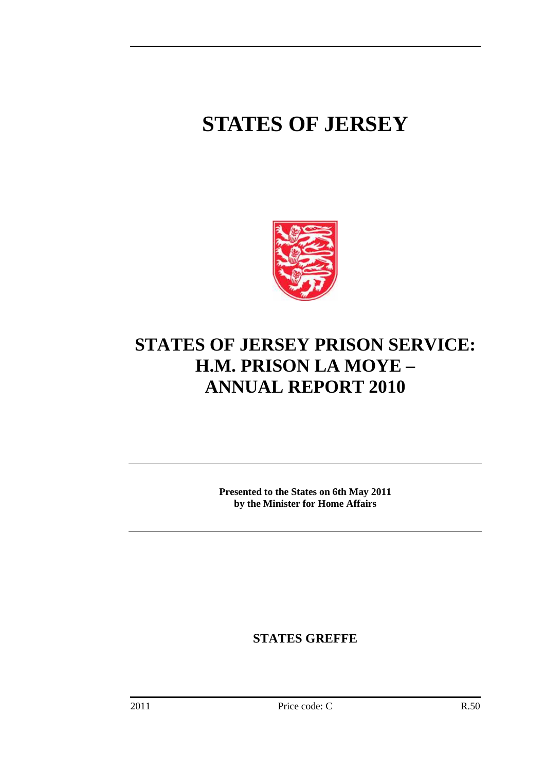# STATES OF JERSEY

# STATES OF JERSEY PRISON SERVICE: H.M. PRISON LA MOYE – ANNUAL REPORT 2010

**Presented to the States on 6th May 2011 by the Minister for Home Affairs**

**STATES GREFFE**

2011 Price code: C R.50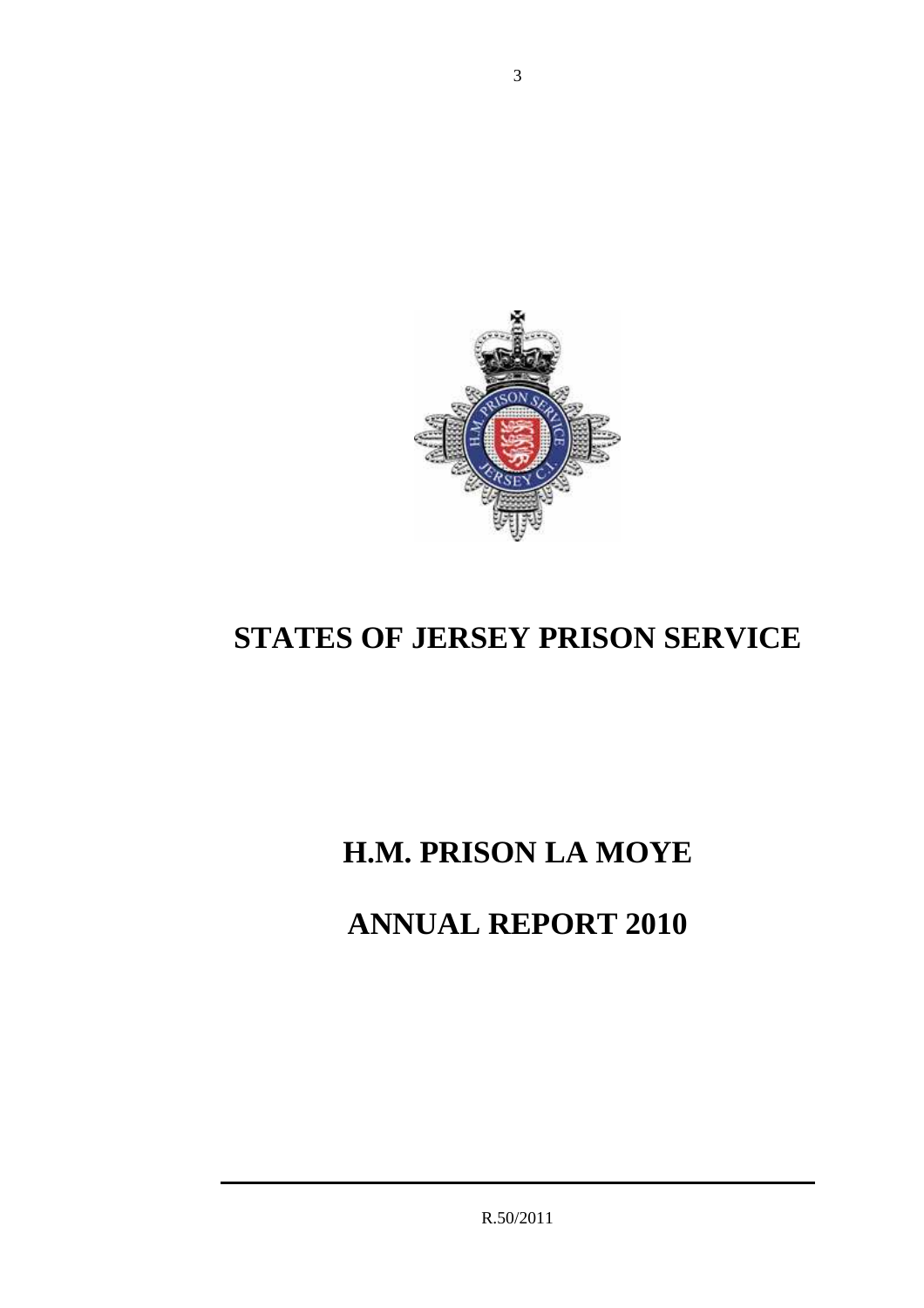# STATES OF JERSEY PRISON SERVICE

# H.M. PRISON LA MOYE

# ANNUAL REPORT 2010

R.50/2011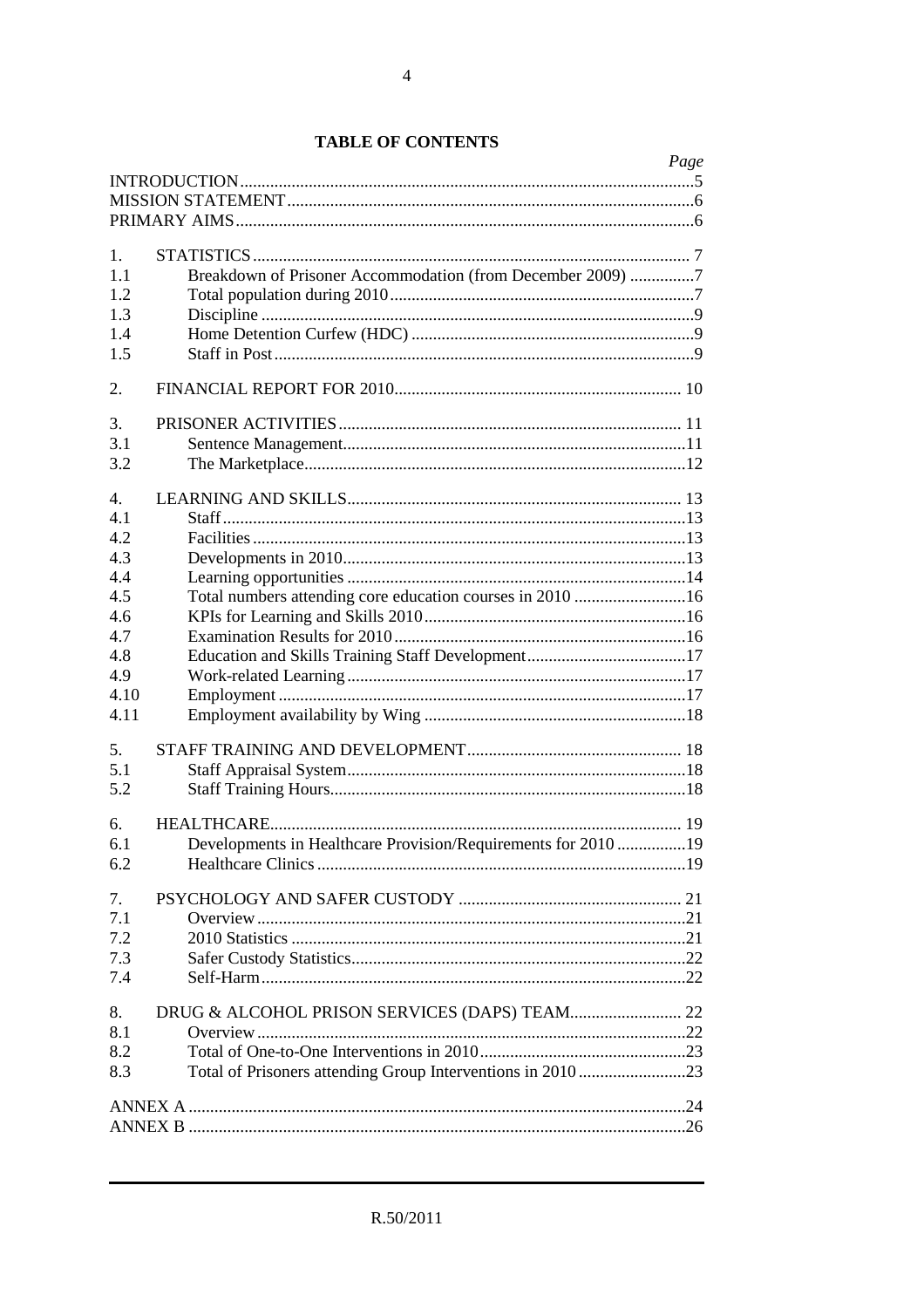# TABLE OF CONTENTS

| | | Page |
|---|---|---|
| INTRODUCTION | | 5 |
| MISSION STATEMENT | | 6 |
| PRIMARY AIMS | | 6 |
| 1. | STATISTICS | 7 |
| 1.1 | Breakdown of Prisoner Accommodation (from December 2009) | 7 |
| 1.2 | Total population during 2010 | 7 |
| 1.3 | Discipline | 9 |
| 1.4 | Home Detention Curfew (HDC) | 9 |
| 1.5 | Staff in Post | 9 |
| 2. | FINANCIAL REPORT FOR 2010 | 10 |
| 3. | PRISONER ACTIVITIES | 11 |
| 3.1 | Sentence Management | 11 |
| 3.2 | The Marketplace | 12 |
| 4. | LEARNING AND SKILLS | 13 |
| 4.1 | Staff | 13 |
| 4.2 | Facilities | 13 |
| 4.3 | Developments in 2010 | 13 |
| 4.4 | Learning opportunities | 14 |
| 4.5 | Total numbers attending core education courses in 2010 | 16 |
| 4.6 | KPIs for Learning and Skills 2010 | 16 |
| 4.7 | Examination Results for 2010 | 16 |
| 4.8 | Education and Skills Training Staff Development | 17 |
| 4.9 | Work-related Learning | 17 |
| 4.10 | Employment | 17 |
| 4.11 | Employment availability by Wing | 18 |
| 5. | STAFF TRAINING AND DEVELOPMENT | 18 |
| 5.1 | Staff Appraisal System | 18 |
| 5.2 | Staff Training Hours | 18 |
| 6. | HEALTHCARE | 19 |
| 6.1 | Developments in Healthcare Provision/Requirements for 2010 | 19 |
| 6.2 | Healthcare Clinics | 19 |
| 7. | PSYCHOLOGY AND SAFER CUSTODY | 21 |
| 7.1 | Overview | 21 |
| 7.2 | 2010 Statistics | 21 |
| 7.3 | Safer Custody Statistics | 22 |
| 7.4 | Self-Harm | 22 |
| 8. | DRUG & ALCOHOL PRISON SERVICES (DAPS) TEAM | 22 |
| 8.1 | Overview | 22 |
| 8.2 | Total of One-to-One Interventions in 2010 | 23 |
| 8.3 | Total of Prisoners attending Group Interventions in 2010 | 23 |
| ANNEX A | | 24 |
| ANNEX B | | 26 |

R.50/2011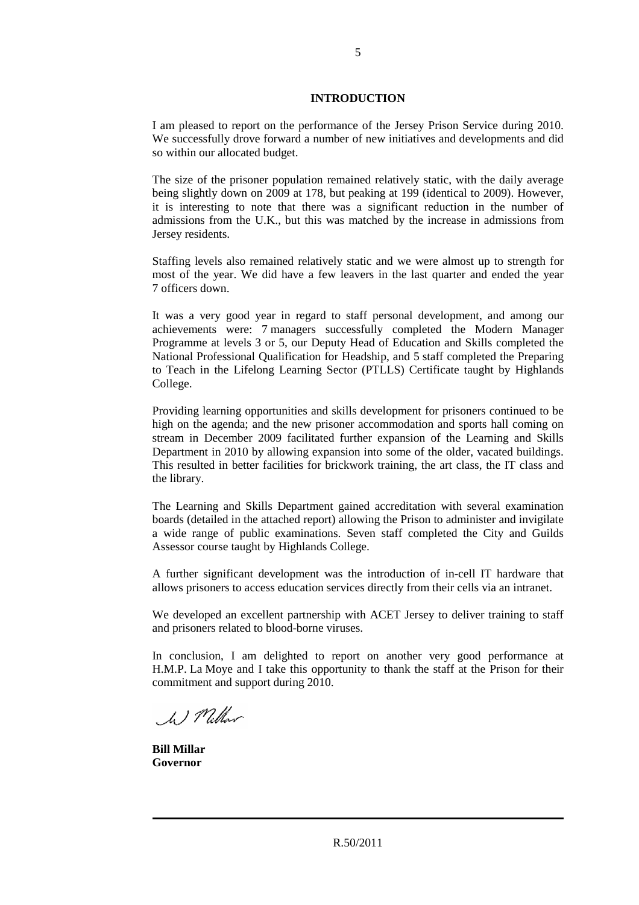## INTRODUCTION

I am pleased to report on the performance of the Jersey Prison Service during 2010. We successfully drove forward a number of new initiatives and developments and did so within our allocated budget.

The size of the prisoner population remained relatively static, with the daily average being slightly down on 2009 at 178, but peaking at 199 (identical to 2009). However, it is interesting to note that there was a significant reduction in the number of admissions from the U.K., but this was matched by the increase in admissions from Jersey residents.

Staffing levels also remained relatively static and we were almost up to strength for most of the year. We did have a few leavers in the last quarter and ended the year 7 officers down.

It was a very good year in regard to staff personal development, and among our achievements were: 7 managers successfully completed the Modern Manager Programme at levels 3 or 5, our Deputy Head of Education and Skills completed the National Professional Qualification for Headship, and 5 staff completed the Preparing to Teach in the Lifelong Learning Sector (PTLLS) Certificate taught by Highlands College.

Providing learning opportunities and skills development for prisoners continued to be high on the agenda; and the new prisoner accommodation and sports hall coming on stream in December 2009 facilitated further expansion of the Learning and Skills Department in 2010 by allowing expansion into some of the older, vacated buildings. This resulted in better facilities for brickwork training, the art class, the IT class and the library.

The Learning and Skills Department gained accreditation with several examination boards (detailed in the attached report) allowing the Prison to administer and invigilate a wide range of public examinations. Seven staff completed the City and Guilds Assessor course taught by Highlands College.

A further significant development was the introduction of in-cell IT hardware that allows prisoners to access education services directly from their cells via an intranet.

We developed an excellent partnership with ACET Jersey to deliver training to staff and prisoners related to blood-borne viruses.

In conclusion, I am delighted to report on another very good performance at H.M.P. La Moye and I take this opportunity to thank the staff at the Prison for their commitment and support during 2010.

W Millar

**Bill Millar**
**Governor**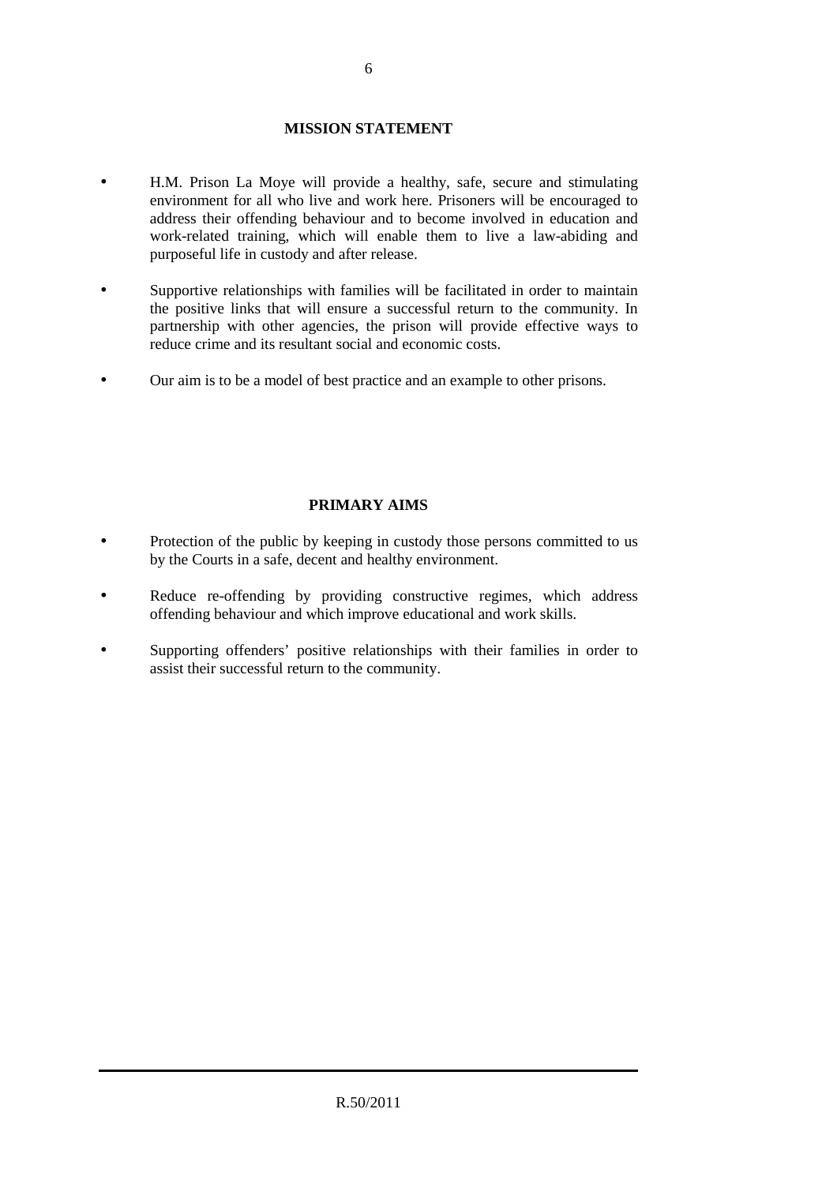## MISSION STATEMENT

- H.M. Prison La Moye will provide a healthy, safe, secure and stimulating environment for all who live and work here. Prisoners will be encouraged to address their offending behaviour and to become involved in education and work-related training, which will enable them to live a law-abiding and purposeful life in custody and after release.
- Supportive relationships with families will be facilitated in order to maintain the positive links that will ensure a successful return to the community. In partnership with other agencies, the prison will provide effective ways to reduce crime and its resultant social and economic costs.
- Our aim is to be a model of best practice and an example to other prisons.

## PRIMARY AIMS

- Protection of the public by keeping in custody those persons committed to us by the Courts in a safe, decent and healthy environment.
- Reduce re-offending by providing constructive regimes, which address offending behaviour and which improve educational and work skills.
- Supporting offenders' positive relationships with their families in order to assist their successful return to the community.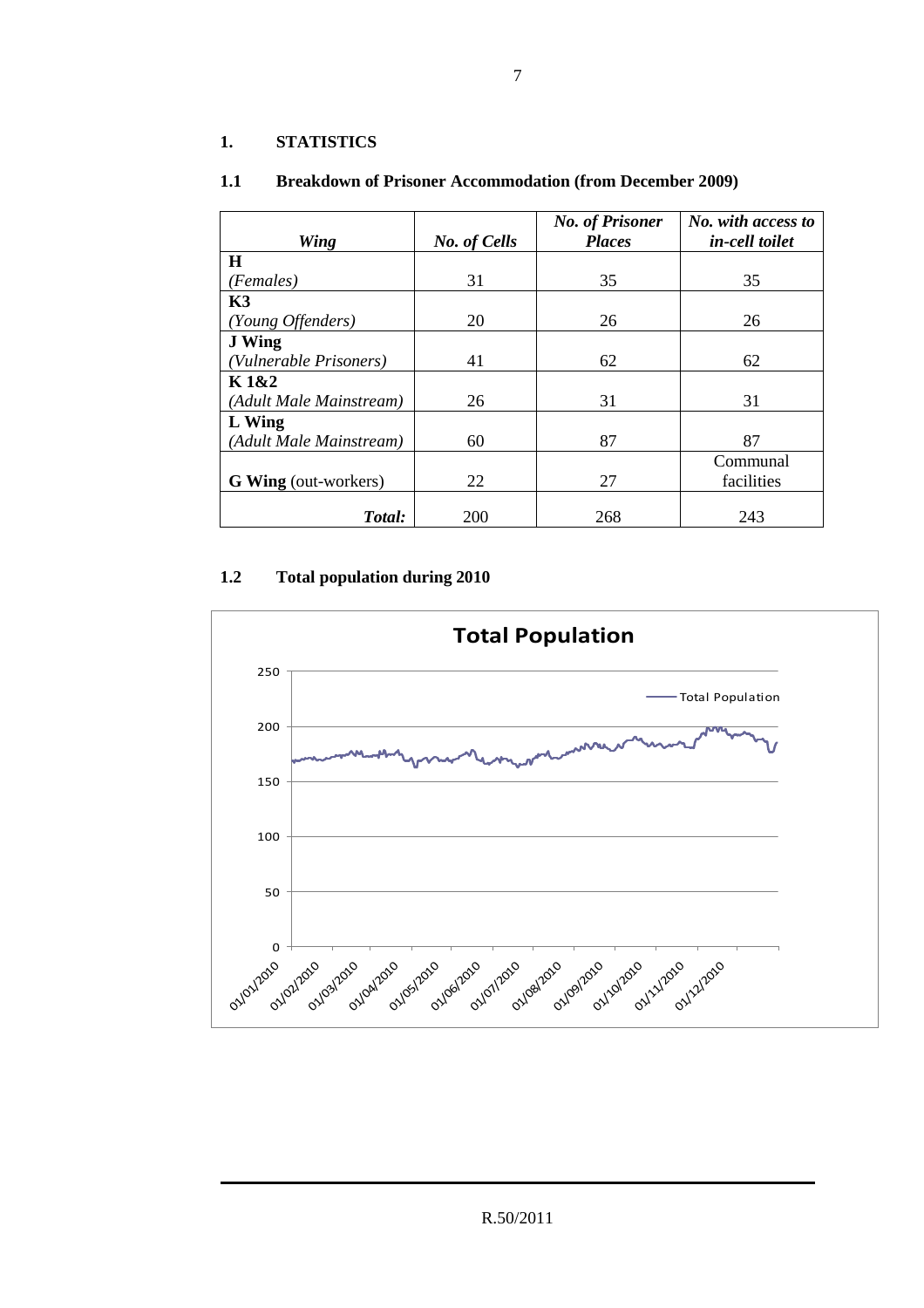## 1. STATISTICS

### 1.1 Breakdown of Prisoner Accommodation (from December 2009)

| *Wing* | *No. of Cells* | *No. of Prisoner Places* | *No. with access to in-cell toilet* |
|---|---|---|---|
| **H** *(Females)* | 31 | 35 | 35 |
| **K3** *(Young Offenders)* | 20 | 26 | 26 |
| **J Wing** *(Vulnerable Prisoners)* | 41 | 62 | 62 |
| **K 1&2** *(Adult Male Mainstream)* | 26 | 31 | 31 |
| **L Wing** *(Adult Male Mainstream)* | 60 | 87 | 87 |
| **G Wing** (out-workers) | 22 | 27 | Communal facilities |
| ***Total:*** | 200 | 268 | 243 |

### 1.2 Total population during 2010

**Total Population**

(Chart: Total Population; y-axis 0–250; x-axis 01/01/2010 to 01/12/2010)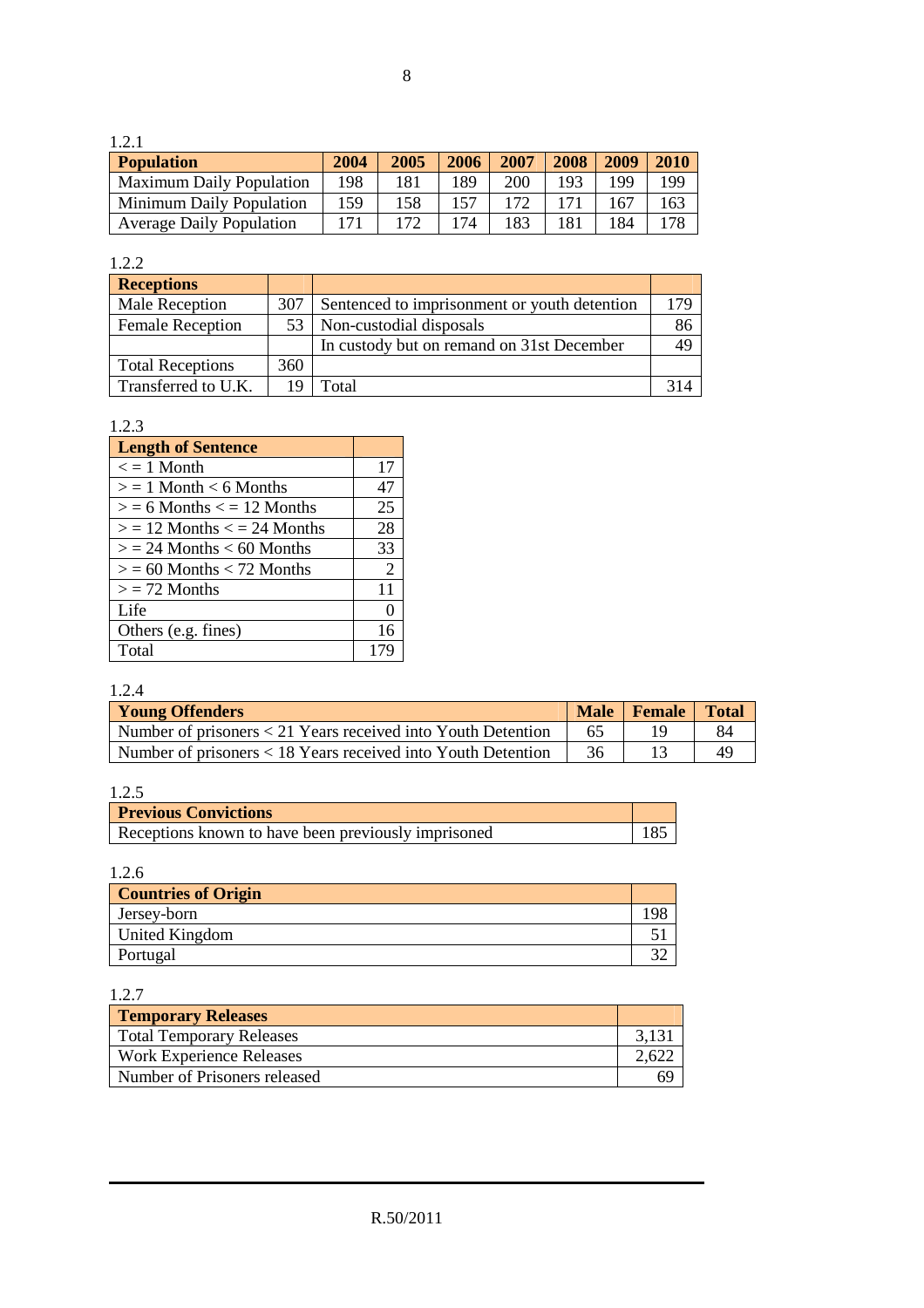1.2.1

| Population | 2004 | 2005 | 2006 | 2007 | 2008 | 2009 | 2010 |
|---|---|---|---|---|---|---|---|
| Maximum Daily Population | 198 | 181 | 189 | 200 | 193 | 199 | 199 |
| Minimum Daily Population | 159 | 158 | 157 | 172 | 171 | 167 | 163 |
| Average Daily Population | 171 | 172 | 174 | 183 | 181 | 184 | 178 |

1.2.2

| Receptions | | | |
|---|---|---|---|
| Male Reception | 307 | Sentenced to imprisonment or youth detention | 179 |
| Female Reception | 53 | Non-custodial disposals | 86 |
| | | In custody but on remand on 31st December | 49 |
| Total Receptions | 360 | | |
| Transferred to U.K. | 19 | Total | 314 |

1.2.3

| Length of Sentence | |
|---|---|
| < = 1 Month | 17 |
| > = 1 Month < 6 Months | 47 |
| > = 6 Months < = 12 Months | 25 |
| > = 12 Months < = 24 Months | 28 |
| > = 24 Months < 60 Months | 33 |
| > = 60 Months < 72 Months | 2 |
| > = 72 Months | 11 |
| Life | 0 |
| Others (e.g. fines) | 16 |
| Total | 179 |

1.2.4

| Young Offenders | Male | Female | Total |
|---|---|---|---|
| Number of prisoners < 21 Years received into Youth Detention | 65 | 19 | 84 |
| Number of prisoners < 18 Years received into Youth Detention | 36 | 13 | 49 |

1.2.5

| Previous Convictions | |
|---|---|
| Receptions known to have been previously imprisoned | 185 |

1.2.6

| Countries of Origin | |
|---|---|
| Jersey-born | 198 |
| United Kingdom | 51 |
| Portugal | 32 |

1.2.7

| Temporary Releases | |
|---|---|
| Total Temporary Releases | 3,131 |
| Work Experience Releases | 2,622 |
| Number of Prisoners released | 69 |

R.50/2011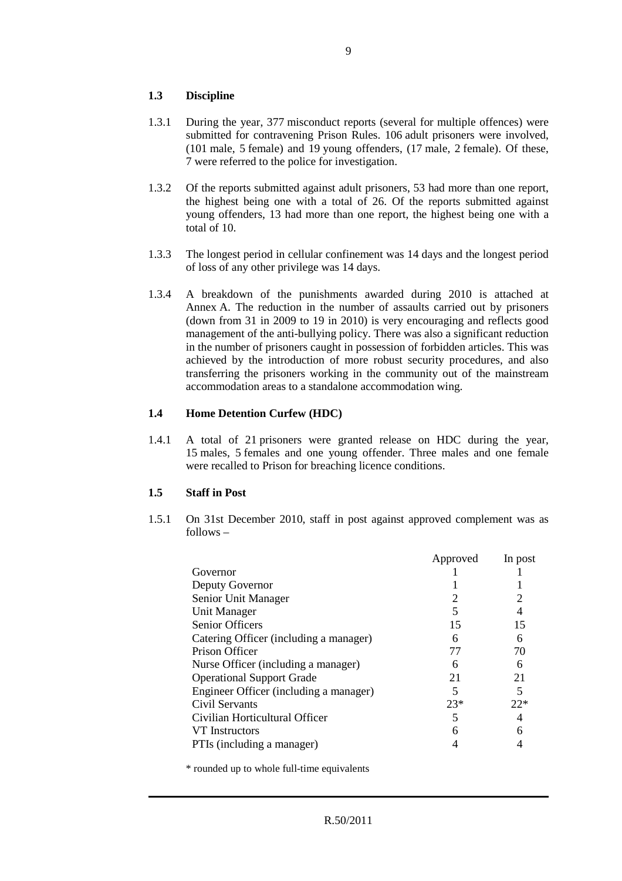### 1.3 Discipline

1.3.1 During the year, 377 misconduct reports (several for multiple offences) were submitted for contravening Prison Rules. 106 adult prisoners were involved, (101 male, 5 female) and 19 young offenders, (17 male, 2 female). Of these, 7 were referred to the police for investigation.

1.3.2 Of the reports submitted against adult prisoners, 53 had more than one report, the highest being one with a total of 26. Of the reports submitted against young offenders, 13 had more than one report, the highest being one with a total of 10.

1.3.3 The longest period in cellular confinement was 14 days and the longest period of loss of any other privilege was 14 days.

1.3.4 A breakdown of the punishments awarded during 2010 is attached at Annex A. The reduction in the number of assaults carried out by prisoners (down from 31 in 2009 to 19 in 2010) is very encouraging and reflects good management of the anti-bullying policy. There was also a significant reduction in the number of prisoners caught in possession of forbidden articles. This was achieved by the introduction of more robust security procedures, and also transferring the prisoners working in the community out of the mainstream accommodation areas to a standalone accommodation wing.

### 1.4 Home Detention Curfew (HDC)

1.4.1 A total of 21 prisoners were granted release on HDC during the year, 15 males, 5 females and one young offender. Three males and one female were recalled to Prison for breaching licence conditions.

### 1.5 Staff in Post

1.5.1 On 31st December 2010, staff in post against approved complement was as follows –

| | Approved | In post |
|---|---|---|
| Governor | 1 | 1 |
| Deputy Governor | 1 | 1 |
| Senior Unit Manager | 2 | 2 |
| Unit Manager | 5 | 4 |
| Senior Officers | 15 | 15 |
| Catering Officer (including a manager) | 6 | 6 |
| Prison Officer | 77 | 70 |
| Nurse Officer (including a manager) | 6 | 6 |
| Operational Support Grade | 21 | 21 |
| Engineer Officer (including a manager) | 5 | 5 |
| Civil Servants | 23* | 22* |
| Civilian Horticultural Officer | 5 | 4 |
| VT Instructors | 6 | 6 |
| PTIs (including a manager) | 4 | 4 |

* rounded up to whole full-time equivalents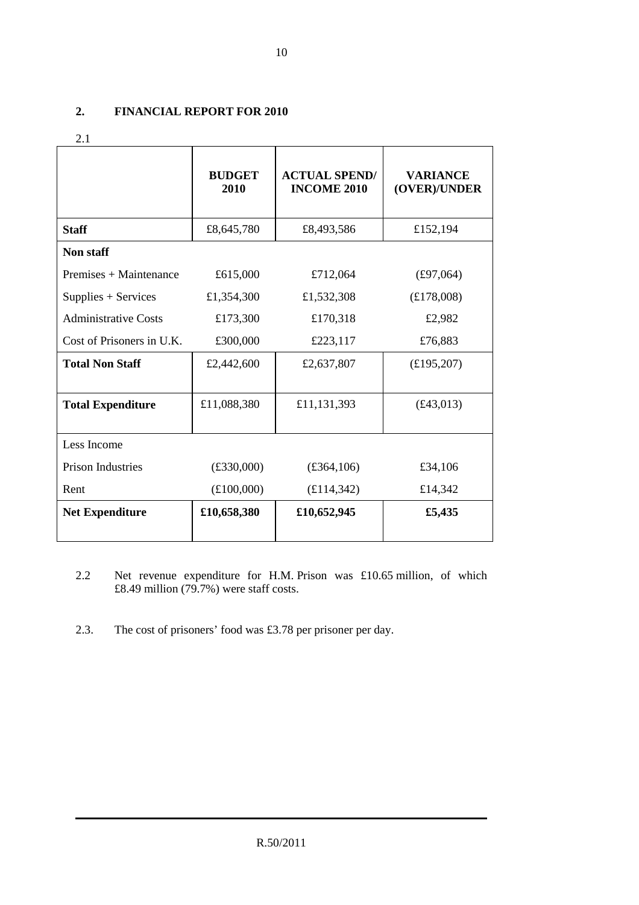## 2. FINANCIAL REPORT FOR 2010

2.1

| | **BUDGET 2010** | **ACTUAL SPEND/ INCOME 2010** | **VARIANCE (OVER)/UNDER** |
|---|---|---|---|
| **Staff** | £8,645,780 | £8,493,586 | £152,194 |
| **Non staff** | | | |
| Premises + Maintenance | £615,000 | £712,064 | (£97,064) |
| Supplies + Services | £1,354,300 | £1,532,308 | (£178,008) |
| Administrative Costs | £173,300 | £170,318 | £2,982 |
| Cost of Prisoners in U.K. | £300,000 | £223,117 | £76,883 |
| **Total Non Staff** | £2,442,600 | £2,637,807 | (£195,207) |
| **Total Expenditure** | £11,088,380 | £11,131,393 | (£43,013) |
| Less Income | | | |
| Prison Industries | (£330,000) | (£364,106) | £34,106 |
| Rent | (£100,000) | (£114,342) | £14,342 |
| **Net Expenditure** | **£10,658,380** | **£10,652,945** | **£5,435** |

2.2 Net revenue expenditure for H.M. Prison was £10.65 million, of which £8.49 million (79.7%) were staff costs.

2.3. The cost of prisoners' food was £3.78 per prisoner per day.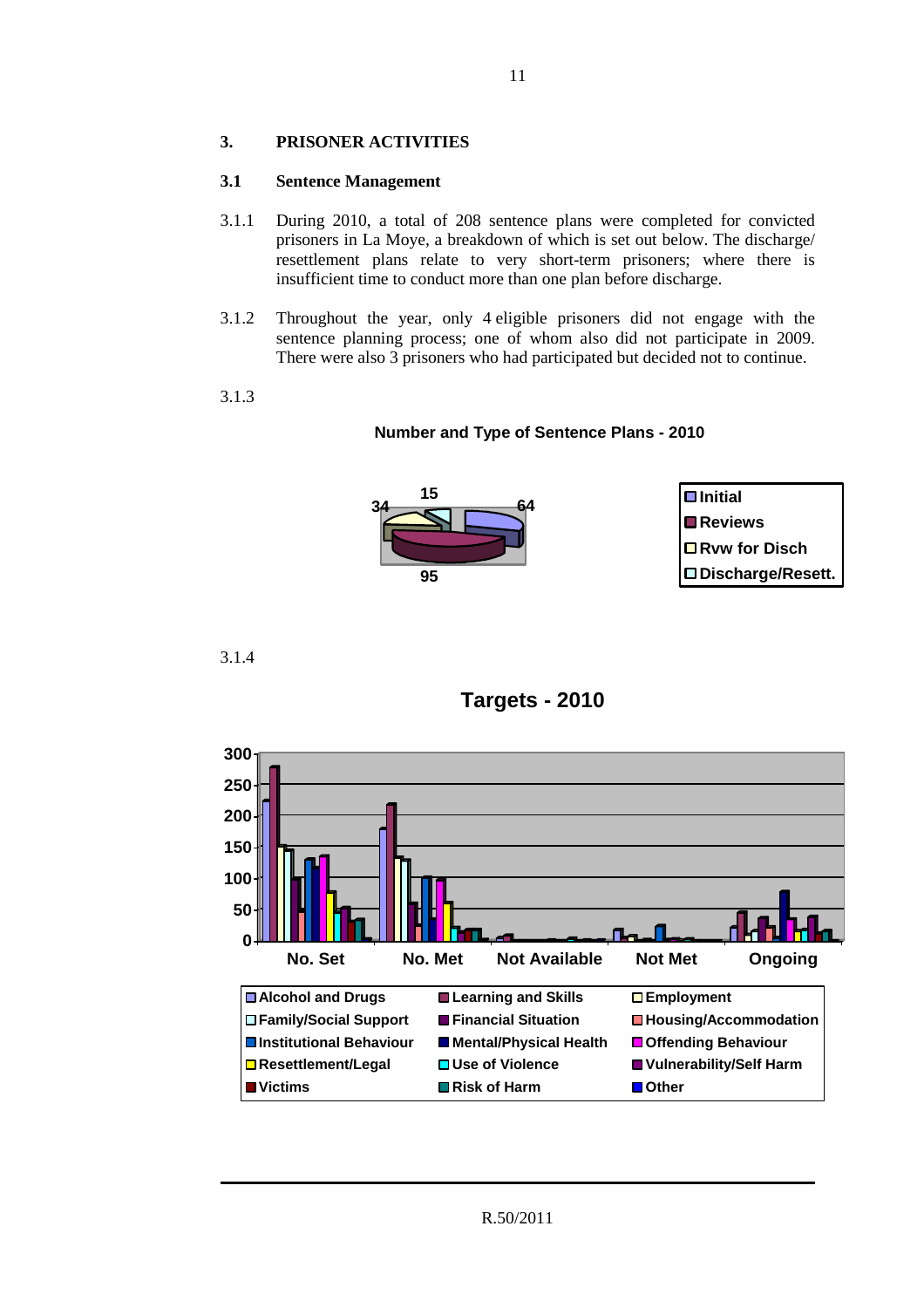## 3. PRISONER ACTIVITIES

### 3.1 Sentence Management

3.1.1 During 2010, a total of 208 sentence plans were completed for convicted prisoners in La Moye, a breakdown of which is set out below. The discharge/ resettlement plans relate to very short-term prisoners; where there is insufficient time to conduct more than one plan before discharge.

3.1.2 Throughout the year, only 4 eligible prisoners did not engage with the sentence planning process; one of whom also did not participate in 2009. There were also 3 prisoners who had participated but decided not to continue.

3.1.3

**Number and Type of Sentence Plans - 2010**

| Type | Number |
|---|---|
| Initial | 64 |
| Reviews | 95 |
| Rvw for Disch | 34 |
| Discharge/Resett. | 15 |

3.1.4

**Targets - 2010**

Chart categories: No. Set, No. Met, Not Available, Not Met, Ongoing

Legend: Alcohol and Drugs; Learning and Skills; Employment; Family/Social Support; Financial Situation; Housing/Accommodation; Institutional Behaviour; Mental/Physical Health; Offending Behaviour; Resettlement/Legal; Use of Violence; Vulnerability/Self Harm; Victims; Risk of Harm; Other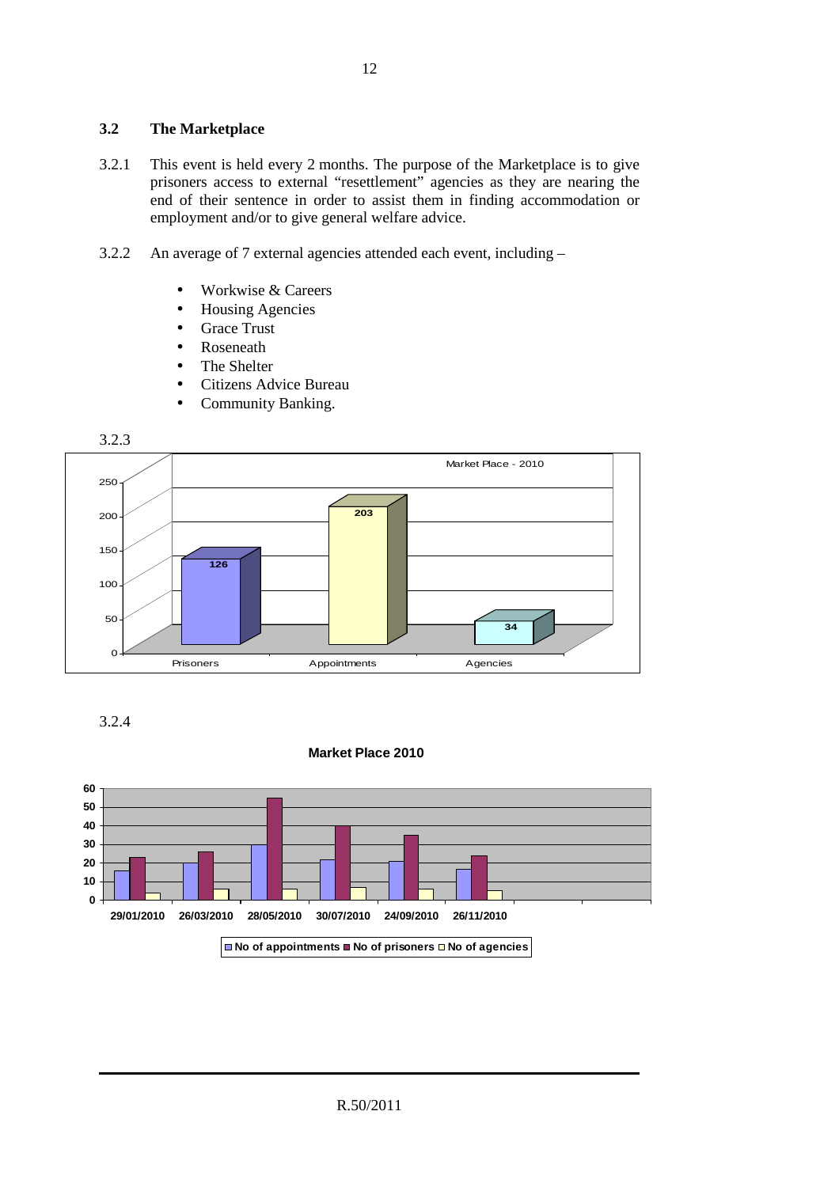### 3.2 The Marketplace

3.2.1 This event is held every 2 months. The purpose of the Marketplace is to give prisoners access to external "resettlement" agencies as they are nearing the end of their sentence in order to assist them in finding accommodation or employment and/or to give general welfare advice.

3.2.2 An average of 7 external agencies attended each event, including –

- Workwise & Careers
- Housing Agencies
- Grace Trust
- Roseneath
- The Shelter
- Citizens Advice Bureau
- Community Banking.

3.2.3

Market Place - 2010

| Prisoners | Appointments | Agencies |
|---|---|---|
| 126 | 203 | 34 |

3.2.4

**Market Place 2010**

| Date | No of appointments | No of prisoners | No of agencies |
|---|---|---|---|
| 29/01/2010 | 16 | 23 | 4 |
| 26/03/2010 | 20 | 26 | 6 |
| 28/05/2010 | 30 | 55 | 6 |
| 30/07/2010 | 22 | 40 | 7 |
| 24/09/2010 | 21 | 35 | 6 |
| 26/11/2010 | 17 | 24 | 5 |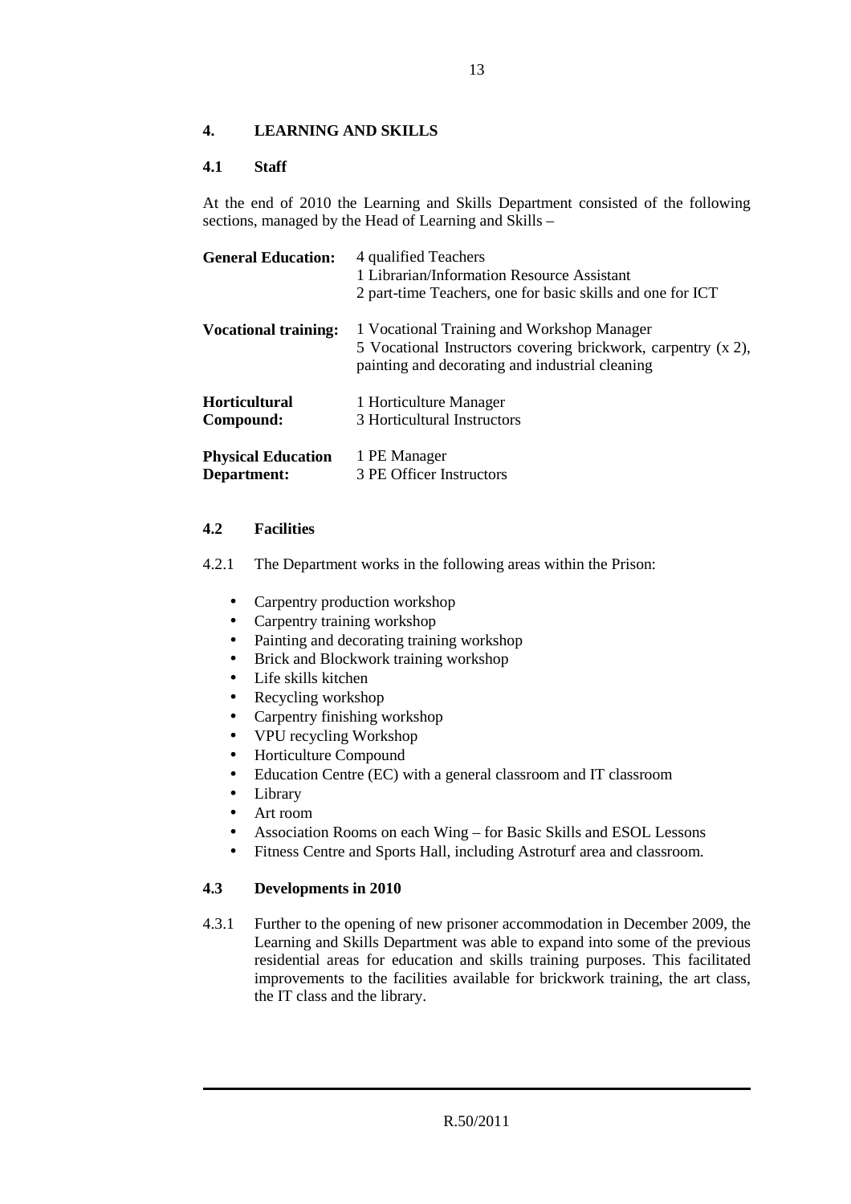## 4. LEARNING AND SKILLS

### 4.1 Staff

At the end of 2010 the Learning and Skills Department consisted of the following sections, managed by the Head of Learning and Skills –

| | |
|---|---|
| **General Education:** | 4 qualified Teachers<br>1 Librarian/Information Resource Assistant<br>2 part-time Teachers, one for basic skills and one for ICT |
| **Vocational training:** | 1 Vocational Training and Workshop Manager<br>5 Vocational Instructors covering brickwork, carpentry (x 2), painting and decorating and industrial cleaning |
| **Horticultural Compound:** | 1 Horticulture Manager<br>3 Horticultural Instructors |
| **Physical Education Department:** | 1 PE Manager<br>3 PE Officer Instructors |

### 4.2 Facilities

4.2.1 The Department works in the following areas within the Prison:

- Carpentry production workshop
- Carpentry training workshop
- Painting and decorating training workshop
- Brick and Blockwork training workshop
- Life skills kitchen
- Recycling workshop
- Carpentry finishing workshop
- VPU recycling Workshop
- Horticulture Compound
- Education Centre (EC) with a general classroom and IT classroom
- Library
- Art room
- Association Rooms on each Wing – for Basic Skills and ESOL Lessons
- Fitness Centre and Sports Hall, including Astroturf area and classroom.

### 4.3 Developments in 2010

4.3.1 Further to the opening of new prisoner accommodation in December 2009, the Learning and Skills Department was able to expand into some of the previous residential areas for education and skills training purposes. This facilitated improvements to the facilities available for brickwork training, the art class, the IT class and the library.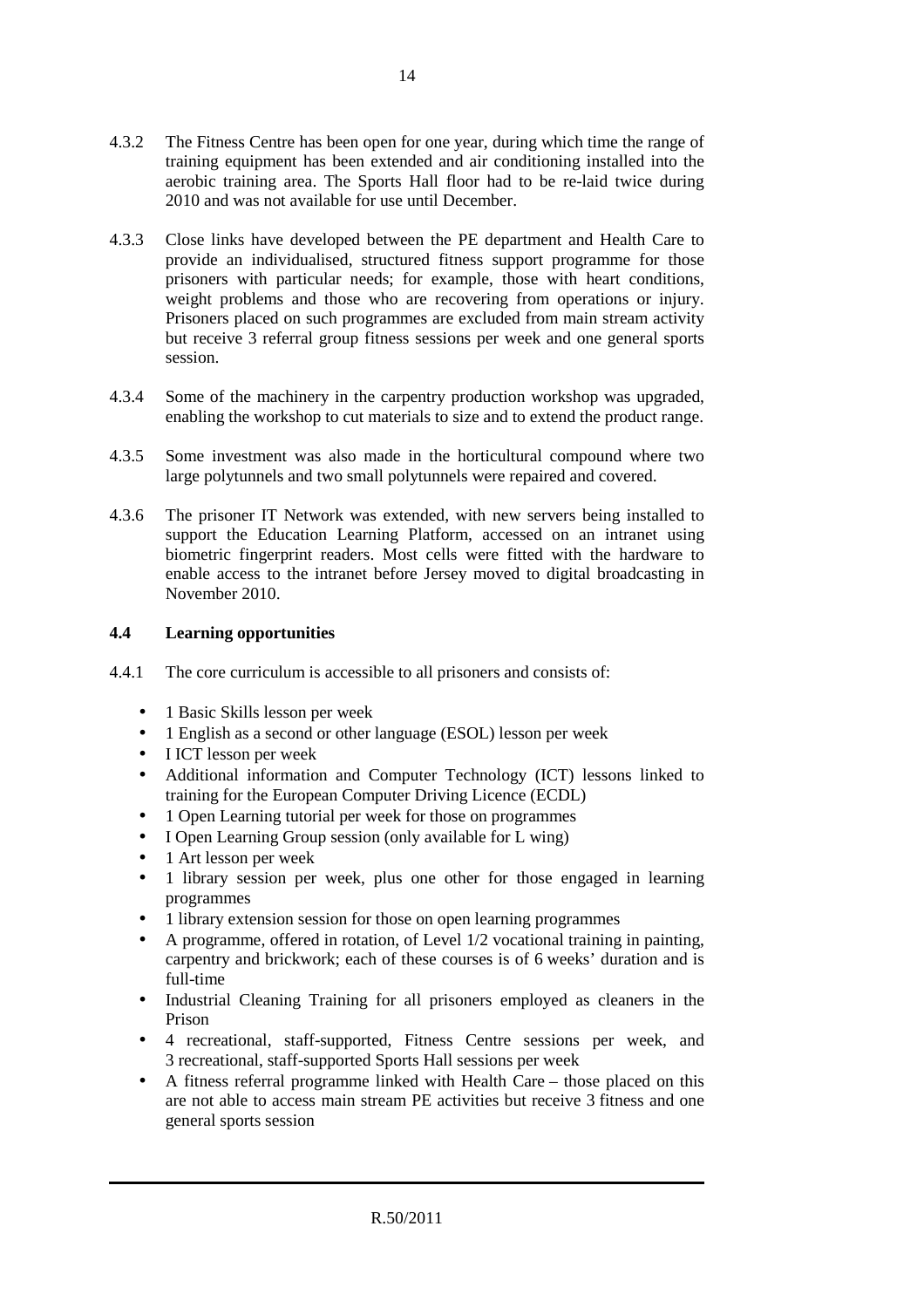4.3.2 The Fitness Centre has been open for one year, during which time the range of training equipment has been extended and air conditioning installed into the aerobic training area. The Sports Hall floor had to be re-laid twice during 2010 and was not available for use until December.

4.3.3 Close links have developed between the PE department and Health Care to provide an individualised, structured fitness support programme for those prisoners with particular needs; for example, those with heart conditions, weight problems and those who are recovering from operations or injury. Prisoners placed on such programmes are excluded from main stream activity but receive 3 referral group fitness sessions per week and one general sports session.

4.3.4 Some of the machinery in the carpentry production workshop was upgraded, enabling the workshop to cut materials to size and to extend the product range.

4.3.5 Some investment was also made in the horticultural compound where two large polytunnels and two small polytunnels were repaired and covered.

4.3.6 The prisoner IT Network was extended, with new servers being installed to support the Education Learning Platform, accessed on an intranet using biometric fingerprint readers. Most cells were fitted with the hardware to enable access to the intranet before Jersey moved to digital broadcasting in November 2010.

### 4.4 Learning opportunities

4.4.1 The core curriculum is accessible to all prisoners and consists of:

- 1 Basic Skills lesson per week
- 1 English as a second or other language (ESOL) lesson per week
- I ICT lesson per week
- Additional information and Computer Technology (ICT) lessons linked to training for the European Computer Driving Licence (ECDL)
- 1 Open Learning tutorial per week for those on programmes
- I Open Learning Group session (only available for L wing)
- 1 Art lesson per week
- 1 library session per week, plus one other for those engaged in learning programmes
- 1 library extension session for those on open learning programmes
- A programme, offered in rotation, of Level 1/2 vocational training in painting, carpentry and brickwork; each of these courses is of 6 weeks' duration and is full-time
- Industrial Cleaning Training for all prisoners employed as cleaners in the Prison
- 4 recreational, staff-supported, Fitness Centre sessions per week, and 3 recreational, staff-supported Sports Hall sessions per week
- A fitness referral programme linked with Health Care – those placed on this are not able to access main stream PE activities but receive 3 fitness and one general sports session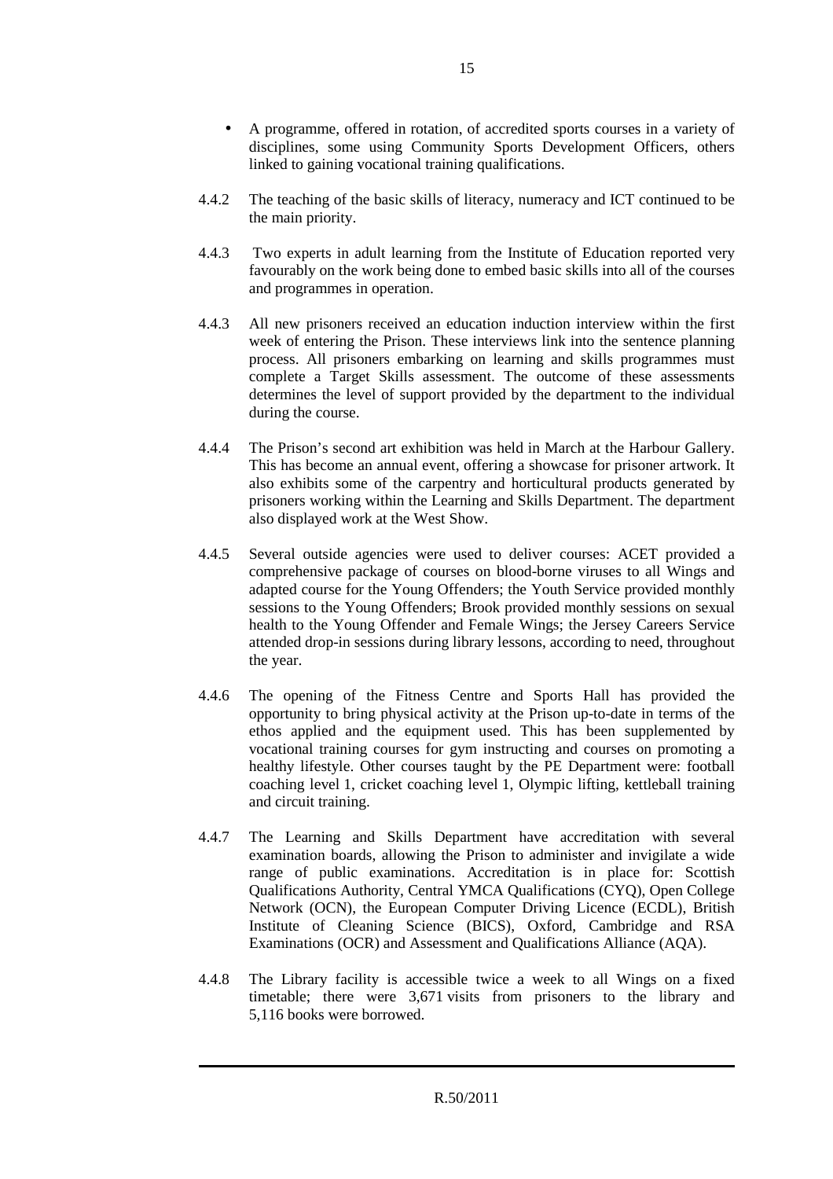- A programme, offered in rotation, of accredited sports courses in a variety of disciplines, some using Community Sports Development Officers, others linked to gaining vocational training qualifications.

4.4.2 The teaching of the basic skills of literacy, numeracy and ICT continued to be the main priority.

4.4.3 Two experts in adult learning from the Institute of Education reported very favourably on the work being done to embed basic skills into all of the courses and programmes in operation.

4.4.3 All new prisoners received an education induction interview within the first week of entering the Prison. These interviews link into the sentence planning process. All prisoners embarking on learning and skills programmes must complete a Target Skills assessment. The outcome of these assessments determines the level of support provided by the department to the individual during the course.

4.4.4 The Prison's second art exhibition was held in March at the Harbour Gallery. This has become an annual event, offering a showcase for prisoner artwork. It also exhibits some of the carpentry and horticultural products generated by prisoners working within the Learning and Skills Department. The department also displayed work at the West Show.

4.4.5 Several outside agencies were used to deliver courses: ACET provided a comprehensive package of courses on blood-borne viruses to all Wings and adapted course for the Young Offenders; the Youth Service provided monthly sessions to the Young Offenders; Brook provided monthly sessions on sexual health to the Young Offender and Female Wings; the Jersey Careers Service attended drop-in sessions during library lessons, according to need, throughout the year.

4.4.6 The opening of the Fitness Centre and Sports Hall has provided the opportunity to bring physical activity at the Prison up-to-date in terms of the ethos applied and the equipment used. This has been supplemented by vocational training courses for gym instructing and courses on promoting a healthy lifestyle. Other courses taught by the PE Department were: football coaching level 1, cricket coaching level 1, Olympic lifting, kettleball training and circuit training.

4.4.7 The Learning and Skills Department have accreditation with several examination boards, allowing the Prison to administer and invigilate a wide range of public examinations. Accreditation is in place for: Scottish Qualifications Authority, Central YMCA Qualifications (CYQ), Open College Network (OCN), the European Computer Driving Licence (ECDL), British Institute of Cleaning Science (BICS), Oxford, Cambridge and RSA Examinations (OCR) and Assessment and Qualifications Alliance (AQA).

4.4.8 The Library facility is accessible twice a week to all Wings on a fixed timetable; there were 3,671 visits from prisoners to the library and 5,116 books were borrowed.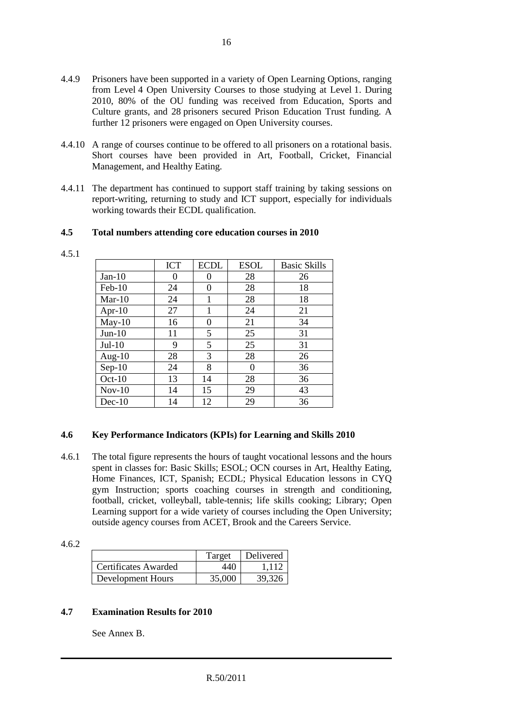4.4.9 Prisoners have been supported in a variety of Open Learning Options, ranging from Level 4 Open University Courses to those studying at Level 1. During 2010, 80% of the OU funding was received from Education, Sports and Culture grants, and 28 prisoners secured Prison Education Trust funding. A further 12 prisoners were engaged on Open University courses.

4.4.10 A range of courses continue to be offered to all prisoners on a rotational basis. Short courses have been provided in Art, Football, Cricket, Financial Management, and Healthy Eating.

4.4.11 The department has continued to support staff training by taking sessions on report-writing, returning to study and ICT support, especially for individuals working towards their ECDL qualification.

## 4.5 Total numbers attending core education courses in 2010

4.5.1

| | ICT | ECDL | ESOL | Basic Skills |
|---|---|---|---|---|
| Jan-10 | 0 | 0 | 28 | 26 |
| Feb-10 | 24 | 0 | 28 | 18 |
| Mar-10 | 24 | 1 | 28 | 18 |
| Apr-10 | 27 | 1 | 24 | 21 |
| May-10 | 16 | 0 | 21 | 34 |
| Jun-10 | 11 | 5 | 25 | 31 |
| Jul-10 | 9 | 5 | 25 | 31 |
| Aug-10 | 28 | 3 | 28 | 26 |
| Sep-10 | 24 | 8 | 0 | 36 |
| Oct-10 | 13 | 14 | 28 | 36 |
| Nov-10 | 14 | 15 | 29 | 43 |
| Dec-10 | 14 | 12 | 29 | 36 |

## 4.6 Key Performance Indicators (KPIs) for Learning and Skills 2010

4.6.1 The total figure represents the hours of taught vocational lessons and the hours spent in classes for: Basic Skills; ESOL; OCN courses in Art, Healthy Eating, Home Finances, ICT, Spanish; ECDL; Physical Education lessons in CYQ gym Instruction; sports coaching courses in strength and conditioning, football, cricket, volleyball, table-tennis; life skills cooking; Library; Open Learning support for a wide variety of courses including the Open University; outside agency courses from ACET, Brook and the Careers Service.

4.6.2

| | Target | Delivered |
|---|---|---|
| Certificates Awarded | 440 | 1,112 |
| Development Hours | 35,000 | 39,326 |

## 4.7 Examination Results for 2010

See Annex B.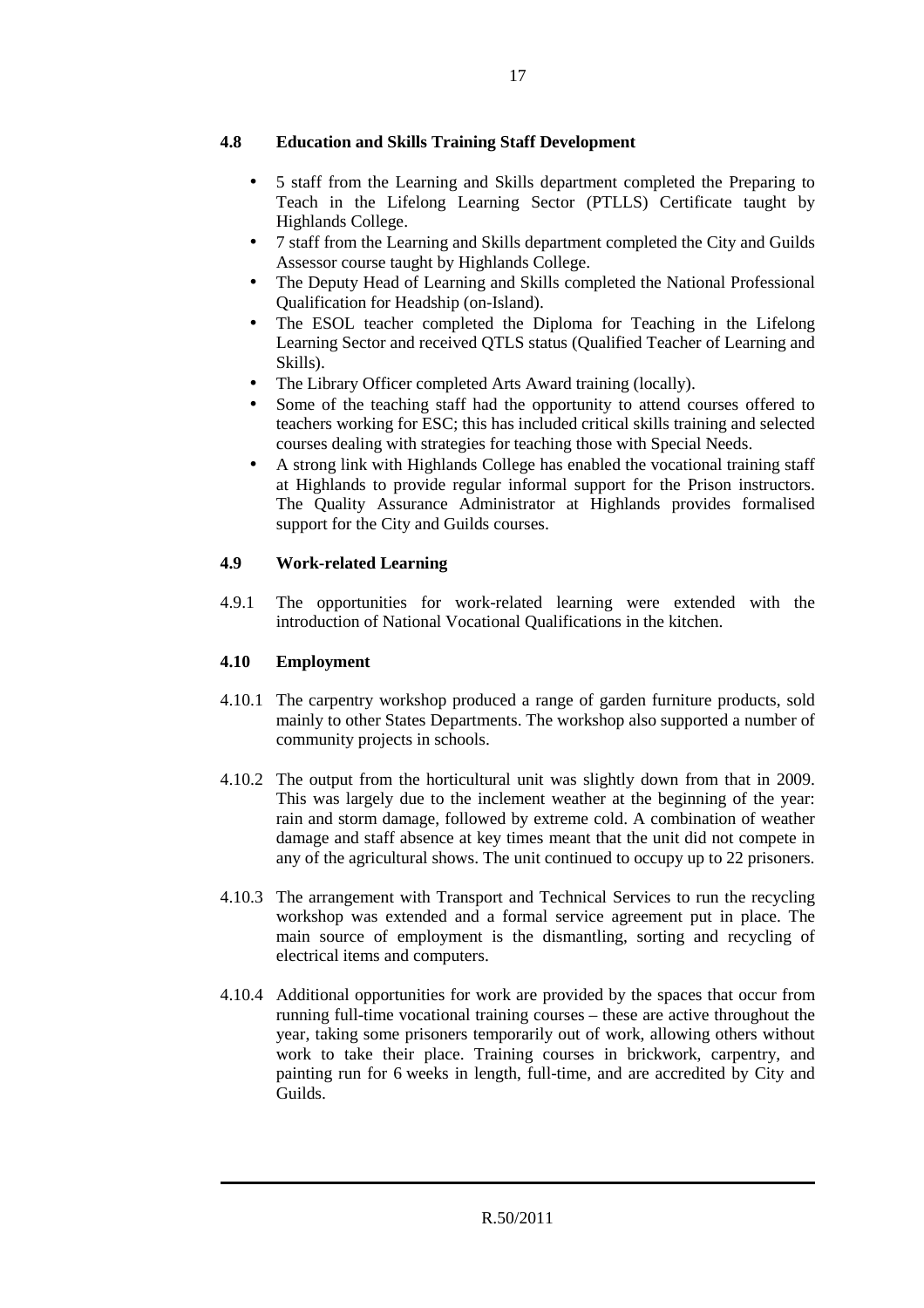### 4.8 Education and Skills Training Staff Development

- 5 staff from the Learning and Skills department completed the Preparing to Teach in the Lifelong Learning Sector (PTLLS) Certificate taught by Highlands College.
- 7 staff from the Learning and Skills department completed the City and Guilds Assessor course taught by Highlands College.
- The Deputy Head of Learning and Skills completed the National Professional Qualification for Headship (on-Island).
- The ESOL teacher completed the Diploma for Teaching in the Lifelong Learning Sector and received QTLS status (Qualified Teacher of Learning and Skills).
- The Library Officer completed Arts Award training (locally).
- Some of the teaching staff had the opportunity to attend courses offered to teachers working for ESC; this has included critical skills training and selected courses dealing with strategies for teaching those with Special Needs.
- A strong link with Highlands College has enabled the vocational training staff at Highlands to provide regular informal support for the Prison instructors. The Quality Assurance Administrator at Highlands provides formalised support for the City and Guilds courses.

### 4.9 Work-related Learning

4.9.1 The opportunities for work-related learning were extended with the introduction of National Vocational Qualifications in the kitchen.

### 4.10 Employment

4.10.1 The carpentry workshop produced a range of garden furniture products, sold mainly to other States Departments. The workshop also supported a number of community projects in schools.

4.10.2 The output from the horticultural unit was slightly down from that in 2009. This was largely due to the inclement weather at the beginning of the year: rain and storm damage, followed by extreme cold. A combination of weather damage and staff absence at key times meant that the unit did not compete in any of the agricultural shows. The unit continued to occupy up to 22 prisoners.

4.10.3 The arrangement with Transport and Technical Services to run the recycling workshop was extended and a formal service agreement put in place. The main source of employment is the dismantling, sorting and recycling of electrical items and computers.

4.10.4 Additional opportunities for work are provided by the spaces that occur from running full-time vocational training courses – these are active throughout the year, taking some prisoners temporarily out of work, allowing others without work to take their place. Training courses in brickwork, carpentry, and painting run for 6 weeks in length, full-time, and are accredited by City and Guilds.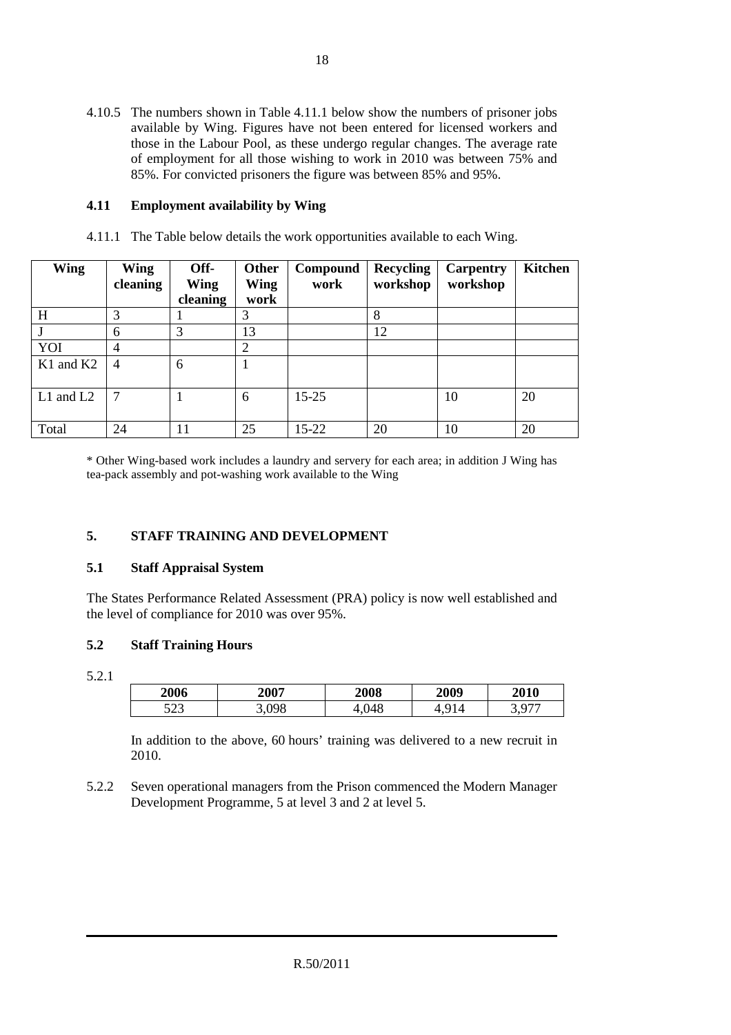4.10.5 The numbers shown in Table 4.11.1 below show the numbers of prisoner jobs available by Wing. Figures have not been entered for licensed workers and those in the Labour Pool, as these undergo regular changes. The average rate of employment for all those wishing to work in 2010 was between 75% and 85%. For convicted prisoners the figure was between 85% and 95%.

## 4.11 Employment availability by Wing

4.11.1 The Table below details the work opportunities available to each Wing.

| Wing | Wing cleaning | Off-Wing cleaning | Other Wing work | Compound work | Recycling workshop | Carpentry workshop | Kitchen |
|---|---|---|---|---|---|---|---|
| H | 3 | 1 | 3 | | 8 | | |
| J | 6 | 3 | 13 | | 12 | | |
| YOI | 4 | | 2 | | | | |
| K1 and K2 | 4 | 6 | 1 | | | | |
| L1 and L2 | 7 | 1 | 6 | 15-25 | | 10 | 20 |
| Total | 24 | 11 | 25 | 15-22 | 20 | 10 | 20 |

* Other Wing-based work includes a laundry and servery for each area; in addition J Wing has tea-pack assembly and pot-washing work available to the Wing

# 5. STAFF TRAINING AND DEVELOPMENT

## 5.1 Staff Appraisal System

The States Performance Related Assessment (PRA) policy is now well established and the level of compliance for 2010 was over 95%.

## 5.2 Staff Training Hours

5.2.1

| 2006 | 2007 | 2008 | 2009 | 2010 |
|---|---|---|---|---|
| 523 | 3,098 | 4,048 | 4,914 | 3,977 |

In addition to the above, 60 hours' training was delivered to a new recruit in 2010.

5.2.2 Seven operational managers from the Prison commenced the Modern Manager Development Programme, 5 at level 3 and 2 at level 5.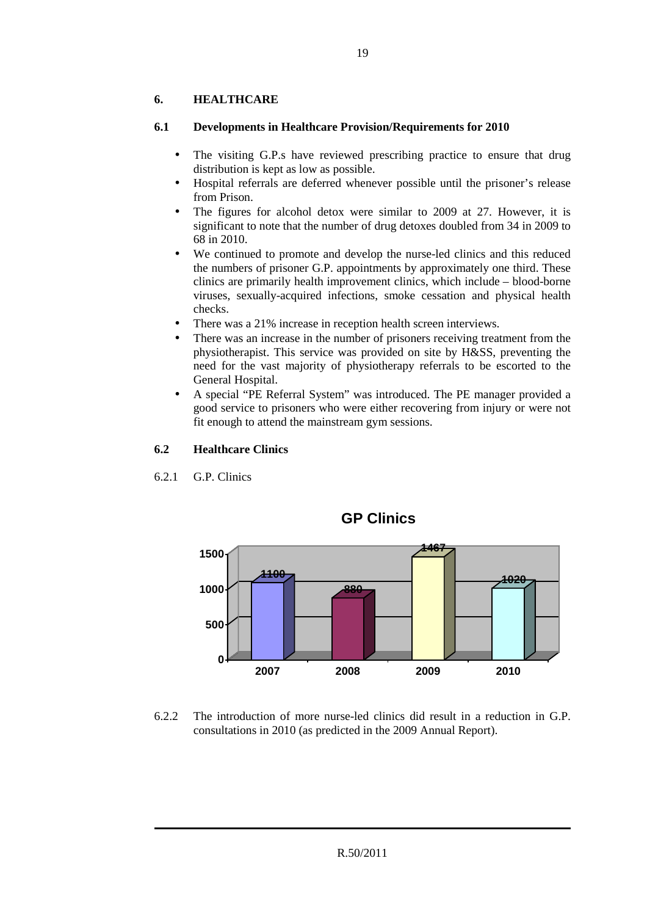## 6. HEALTHCARE

### 6.1 Developments in Healthcare Provision/Requirements for 2010

- The visiting G.P.s have reviewed prescribing practice to ensure that drug distribution is kept as low as possible.
- Hospital referrals are deferred whenever possible until the prisoner's release from Prison.
- The figures for alcohol detox were similar to 2009 at 27. However, it is significant to note that the number of drug detoxes doubled from 34 in 2009 to 68 in 2010.
- We continued to promote and develop the nurse-led clinics and this reduced the numbers of prisoner G.P. appointments by approximately one third. These clinics are primarily health improvement clinics, which include – blood-borne viruses, sexually-acquired infections, smoke cessation and physical health checks.
- There was a 21% increase in reception health screen interviews.
- There was an increase in the number of prisoners receiving treatment from the physiotherapist. This service was provided on site by H&SS, preventing the need for the vast majority of physiotherapy referrals to be escorted to the General Hospital.
- A special "PE Referral System" was introduced. The PE manager provided a good service to prisoners who were either recovering from injury or were not fit enough to attend the mainstream gym sessions.

### 6.2 Healthcare Clinics

6.2.1 G.P. Clinics

**GP Clinics**

| Year | GP Clinics |
|---|---|
| 2007 | 1100 |
| 2008 | 880 |
| 2009 | 1467 |
| 2010 | 1020 |

6.2.2 The introduction of more nurse-led clinics did result in a reduction in G.P. consultations in 2010 (as predicted in the 2009 Annual Report).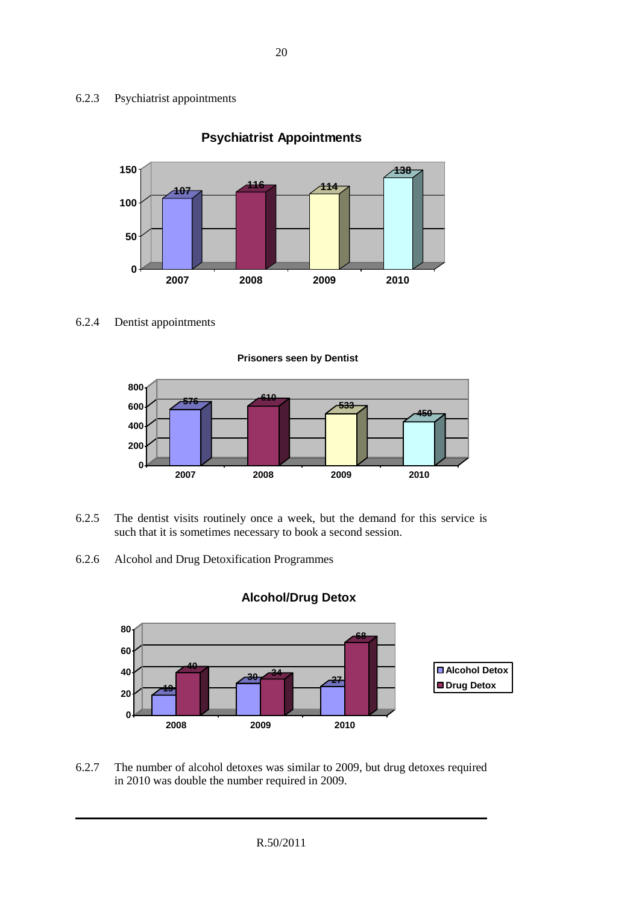6.2.3 Psychiatrist appointments

**Psychiatrist Appointments**

| Year | Appointments |
|---|---|
| 2007 | 107 |
| 2008 | 116 |
| 2009 | 114 |
| 2010 | 138 |

6.2.4 Dentist appointments

**Prisoners seen by Dentist**

| Year | Prisoners |
|---|---|
| 2007 | 576 |
| 2008 | 610 |
| 2009 | 533 |
| 2010 | 450 |

6.2.5 The dentist visits routinely once a week, but the demand for this service is such that it is sometimes necessary to book a second session.

6.2.6 Alcohol and Drug Detoxification Programmes

**Alcohol/Drug Detox**

| Year | Alcohol Detox | Drug Detox |
|---|---|---|
| 2008 | 19 | 40 |
| 2009 | 30 | 34 |
| 2010 | 27 | 68 |

6.2.7 The number of alcohol detoxes was similar to 2009, but drug detoxes required in 2010 was double the number required in 2009.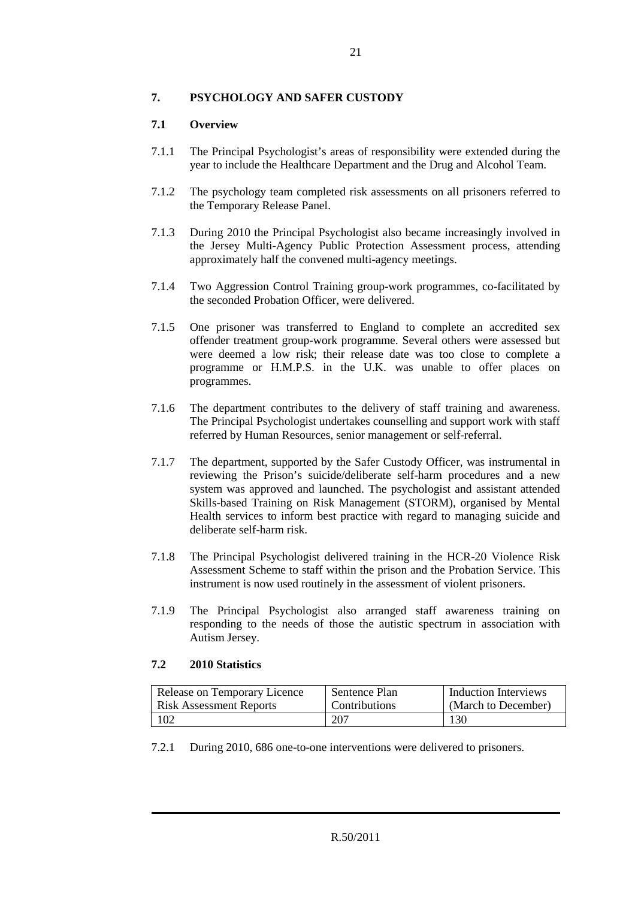## 7. PSYCHOLOGY AND SAFER CUSTODY

### 7.1 Overview

7.1.1 The Principal Psychologist's areas of responsibility were extended during the year to include the Healthcare Department and the Drug and Alcohol Team.

7.1.2 The psychology team completed risk assessments on all prisoners referred to the Temporary Release Panel.

7.1.3 During 2010 the Principal Psychologist also became increasingly involved in the Jersey Multi-Agency Public Protection Assessment process, attending approximately half the convened multi-agency meetings.

7.1.4 Two Aggression Control Training group-work programmes, co-facilitated by the seconded Probation Officer, were delivered.

7.1.5 One prisoner was transferred to England to complete an accredited sex offender treatment group-work programme. Several others were assessed but were deemed a low risk; their release date was too close to complete a programme or H.M.P.S. in the U.K. was unable to offer places on programmes.

7.1.6 The department contributes to the delivery of staff training and awareness. The Principal Psychologist undertakes counselling and support work with staff referred by Human Resources, senior management or self-referral.

7.1.7 The department, supported by the Safer Custody Officer, was instrumental in reviewing the Prison's suicide/deliberate self-harm procedures and a new system was approved and launched. The psychologist and assistant attended Skills-based Training on Risk Management (STORM), organised by Mental Health services to inform best practice with regard to managing suicide and deliberate self-harm risk.

7.1.8 The Principal Psychologist delivered training in the HCR-20 Violence Risk Assessment Scheme to staff within the prison and the Probation Service. This instrument is now used routinely in the assessment of violent prisoners.

7.1.9 The Principal Psychologist also arranged staff awareness training on responding to the needs of those the autistic spectrum in association with Autism Jersey.

### 7.2 2010 Statistics

| Release on Temporary Licence Risk Assessment Reports | Sentence Plan Contributions | Induction Interviews (March to December) |
|---|---|---|
| 102 | 207 | 130 |

7.2.1 During 2010, 686 one-to-one interventions were delivered to prisoners.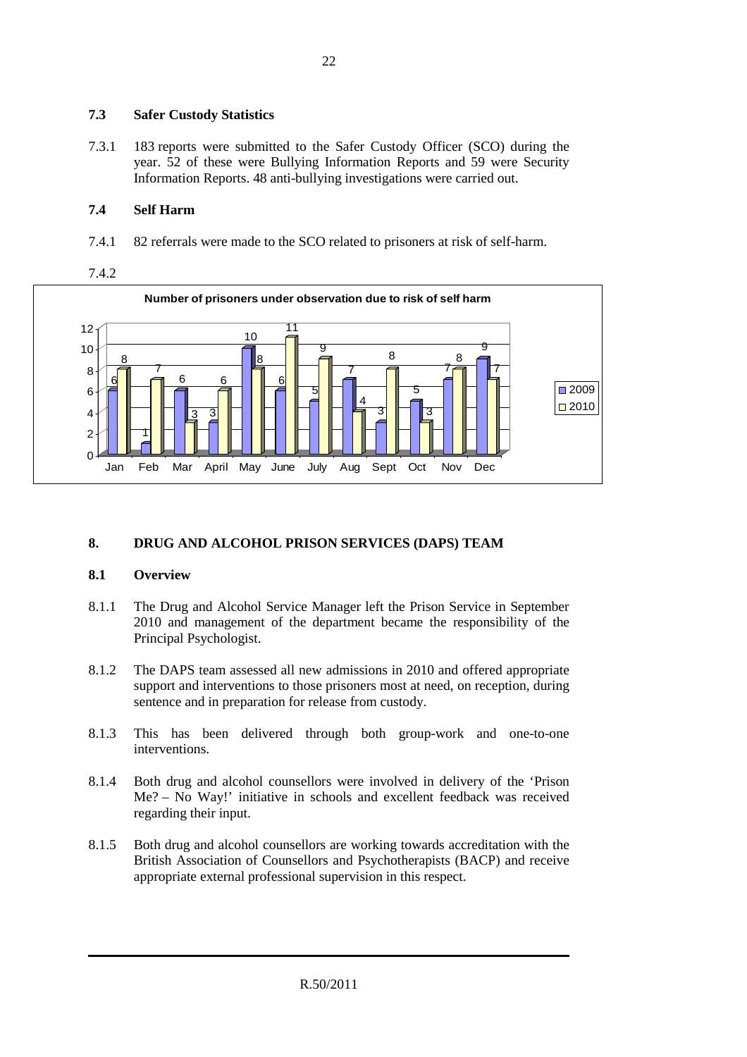### 7.3 Safer Custody Statistics

7.3.1 183 reports were submitted to the Safer Custody Officer (SCO) during the year. 52 of these were Bullying Information Reports and 59 were Security Information Reports. 48 anti-bullying investigations were carried out.

### 7.4 Self Harm

7.4.1 82 referrals were made to the SCO related to prisoners at risk of self-harm.

7.4.2

**Number of prisoners under observation due to risk of self harm**

| | Jan | Feb | Mar | April | May | June | July | Aug | Sept | Oct | Nov | Dec |
|---|---|---|---|---|---|---|---|---|---|---|---|---|
| 2009 | 6 | 1 | 6 | 3 | 10 | 6 | 5 | 7 | 3 | 5 | 7 | 9 |
| 2010 | 8 | 7 | 3 | 6 | 8 | 11 | 9 | 4 | 8 | 3 | 8 | 7 |

## 8. DRUG AND ALCOHOL PRISON SERVICES (DAPS) TEAM

### 8.1 Overview

8.1.1 The Drug and Alcohol Service Manager left the Prison Service in September 2010 and management of the department became the responsibility of the Principal Psychologist.

8.1.2 The DAPS team assessed all new admissions in 2010 and offered appropriate support and interventions to those prisoners most at need, on reception, during sentence and in preparation for release from custody.

8.1.3 This has been delivered through both group-work and one-to-one interventions.

8.1.4 Both drug and alcohol counsellors were involved in delivery of the 'Prison Me? – No Way!' initiative in schools and excellent feedback was received regarding their input.

8.1.5 Both drug and alcohol counsellors are working towards accreditation with the British Association of Counsellors and Psychotherapists (BACP) and receive appropriate external professional supervision in this respect.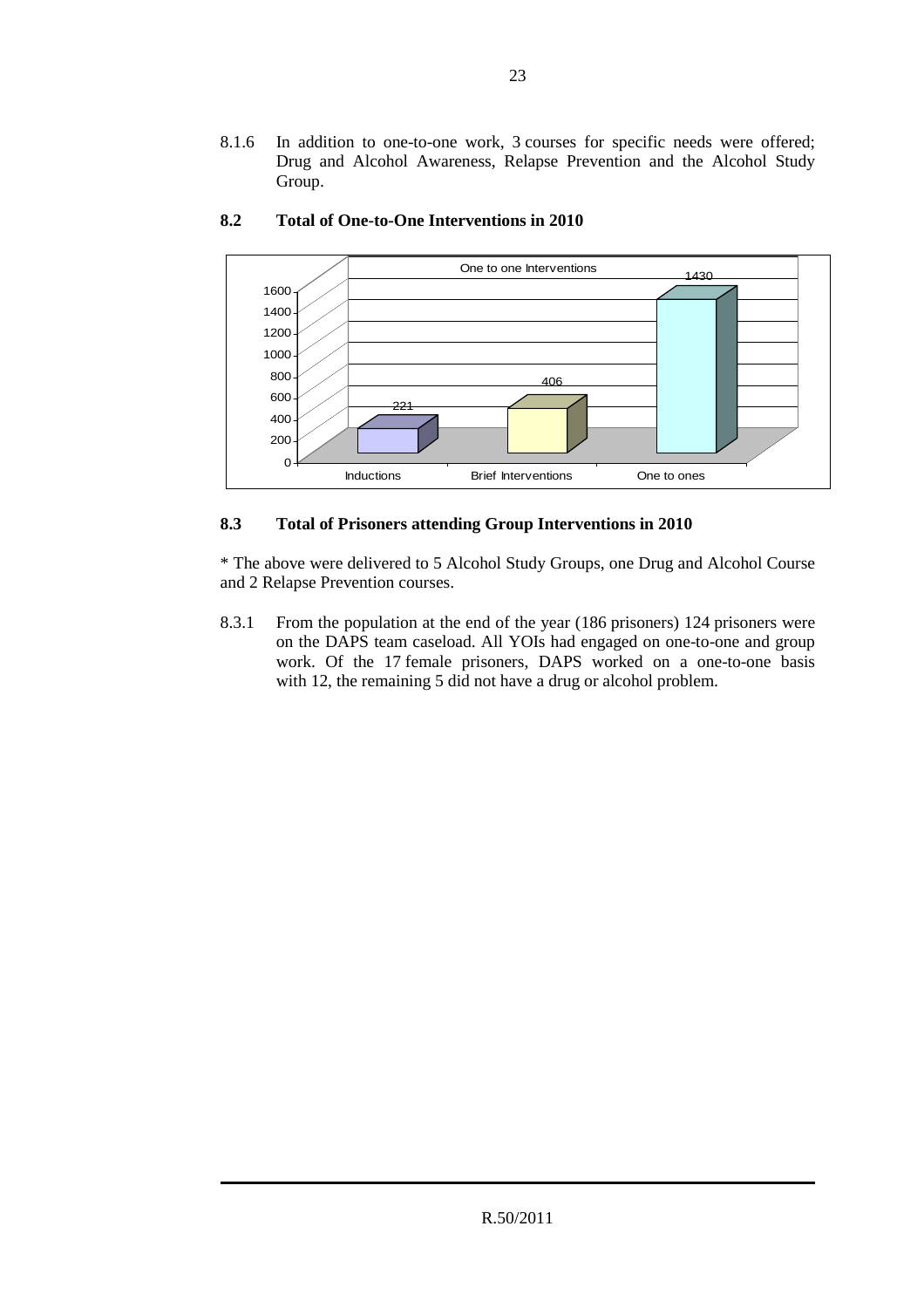8.1.6 In addition to one-to-one work, 3 courses for specific needs were offered; Drug and Alcohol Awareness, Relapse Prevention and the Alcohol Study Group.

## 8.2 Total of One-to-One Interventions in 2010

One to one Interventions

| Inductions | Brief Interventions | One to ones |
|---|---|---|
| 221 | 406 | 1430 |

## 8.3 Total of Prisoners attending Group Interventions in 2010

* The above were delivered to 5 Alcohol Study Groups, one Drug and Alcohol Course and 2 Relapse Prevention courses.

8.3.1 From the population at the end of the year (186 prisoners) 124 prisoners were on the DAPS team caseload. All YOIs had engaged on one-to-one and group work. Of the 17 female prisoners, DAPS worked on a one-to-one basis with 12, the remaining 5 did not have a drug or alcohol problem.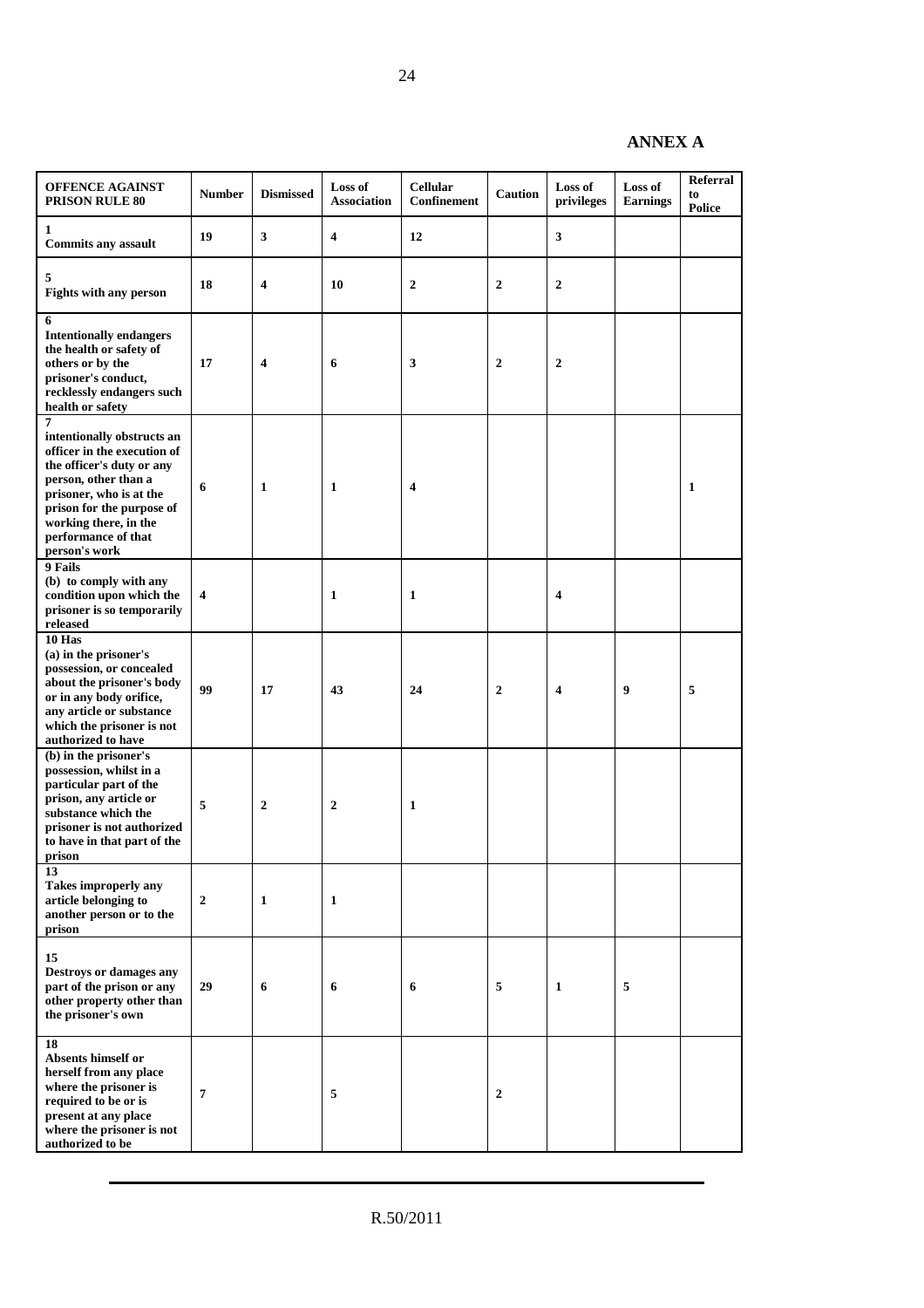**ANNEX A**

| OFFENCE AGAINST PRISON RULE 80 | Number | Dismissed | Loss of Association | Cellular Confinement | Caution | Loss of privileges | Loss of Earnings | Referral to Police |
|---|---|---|---|---|---|---|---|---|
| **1** Commits any assault | 19 | 3 | 4 | 12 | | 3 | | |
| **5** Fights with any person | 18 | 4 | 10 | 2 | 2 | 2 | | |
| **6** Intentionally endangers the health or safety of others or by the prisoner's conduct, recklessly endangers such health or safety | 17 | 4 | 6 | 3 | 2 | 2 | | |
| **7** intentionally obstructs an officer in the execution of the officer's duty or any person, other than a prisoner, who is at the prison for the purpose of working there, in the performance of that person's work | 6 | 1 | 1 | 4 | | | | 1 |
| **9 Fails** (b) to comply with any condition upon which the prisoner is so temporarily released | 4 | | 1 | 1 | | 4 | | |
| **10 Has** (a) in the prisoner's possession, or concealed about the prisoner's body or in any body orifice, any article or substance which the prisoner is not authorized to have | 99 | 17 | 43 | 24 | 2 | 4 | 9 | 5 |
| (b) in the prisoner's possession, whilst in a particular part of the prison, any article or substance which the prisoner is not authorized to have in that part of the prison | 5 | 2 | 2 | 1 | | | | |
| **13** Takes improperly any article belonging to another person or to the prison | 2 | 1 | 1 | | | | | |
| **15** Destroys or damages any part of the prison or any other property other than the prisoner's own | 29 | 6 | 6 | 6 | 5 | 1 | 5 | |
| **18** Absents himself or herself from any place where the prisoner is required to be or is present at any place where the prisoner is not authorized to be | 7 | | 5 | | 2 | | | |

R.50/2011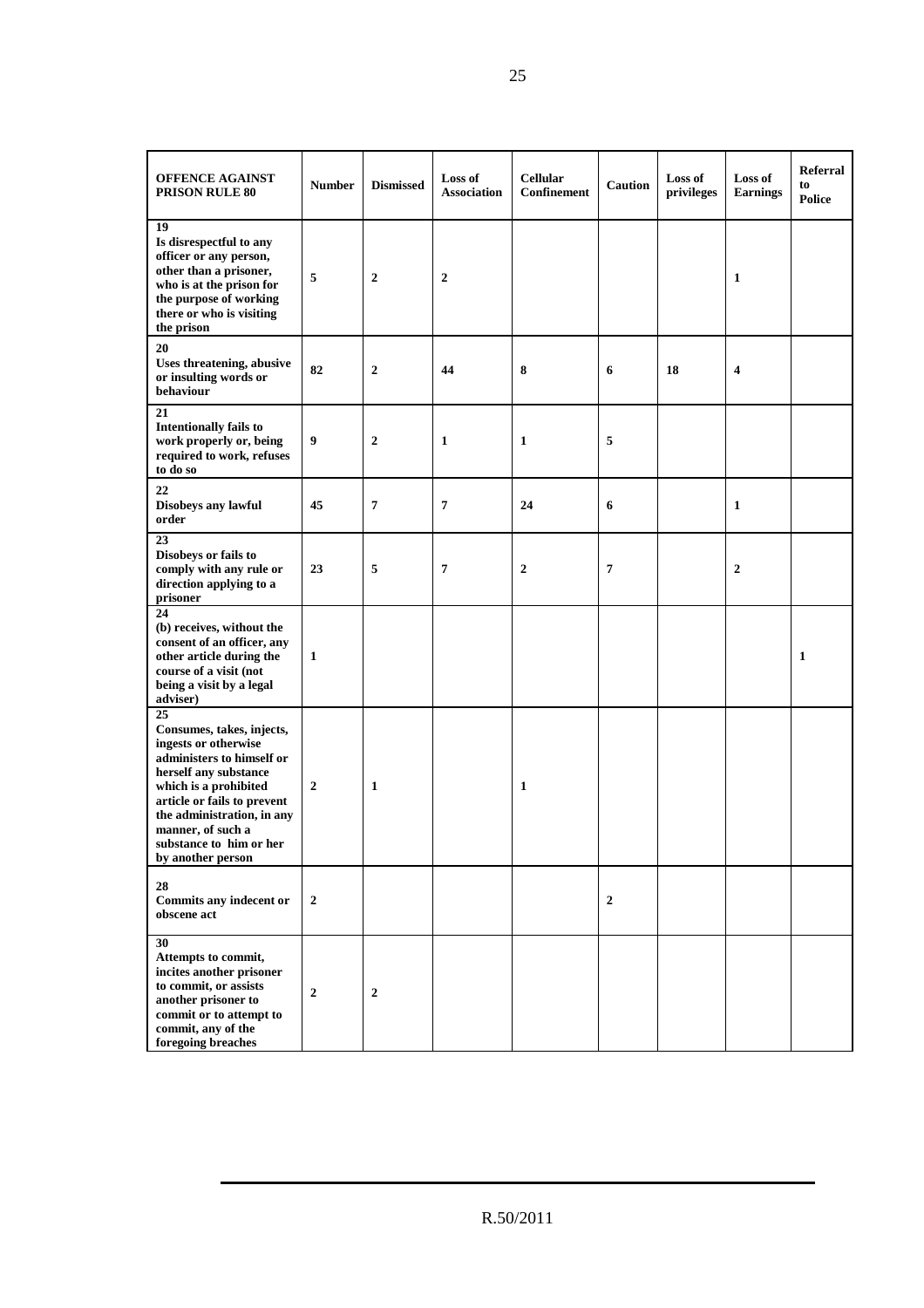| OFFENCE AGAINST PRISON RULE 80 | Number | Dismissed | Loss of Association | Cellular Confinement | Caution | Loss of privileges | Loss of Earnings | Referral to Police |
|---|---|---|---|---|---|---|---|---|
| **19** Is disrespectful to any officer or any person, other than a prisoner, who is at the prison for the purpose of working there or who is visiting the prison | 5 | 2 | 2 | | | | 1 | |
| **20** Uses threatening, abusive or insulting words or behaviour | 82 | 2 | 44 | 8 | 6 | 18 | 4 | |
| **21** Intentionally fails to work properly or, being required to work, refuses to do so | 9 | 2 | 1 | 1 | 5 | | | |
| **22** Disobeys any lawful order | 45 | 7 | 7 | 24 | 6 | | 1 | |
| **23** Disobeys or fails to comply with any rule or direction applying to a prisoner | 23 | 5 | 7 | 2 | 7 | | 2 | |
| **24** (b) receives, without the consent of an officer, any other article during the course of a visit (not being a visit by a legal adviser) | 1 | | | | | | | 1 |
| **25** Consumes, takes, injects, ingests or otherwise administers to himself or herself any substance which is a prohibited article or fails to prevent the administration, in any manner, of such a substance to him or her by another person | 2 | 1 | | 1 | | | | |
| **28** Commits any indecent or obscene act | 2 | | | | 2 | | | |
| **30** Attempts to commit, incites another prisoner to commit, or assists another prisoner to commit or to attempt to commit, any of the foregoing breaches | 2 | 2 | | | | | | |

R.50/2011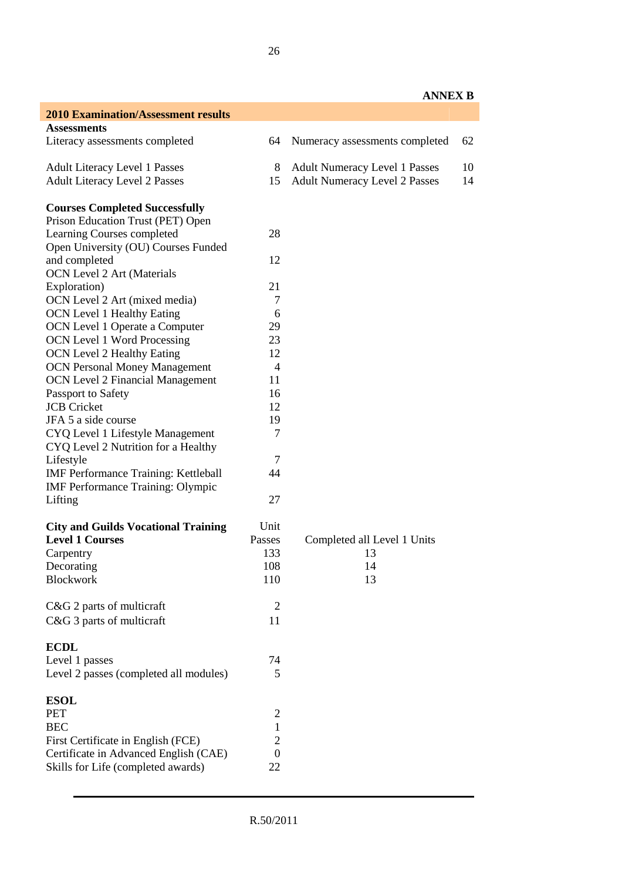**ANNEX B**

## 2010 Examination/Assessment results

| | | | |
|---|---|---|---|
| **Assessments** | | | |
| Literacy assessments completed | 64 | Numeracy assessments completed | 62 |
| Adult Literacy Level 1 Passes | 8 | Adult Numeracy Level 1 Passes | 10 |
| Adult Literacy Level 2 Passes | 15 | Adult Numeracy Level 2 Passes | 14 |

| | |
|---|---|
| **Courses Completed Successfully** | |
| Prison Education Trust (PET) Open Learning Courses completed | 28 |
| Open University (OU) Courses Funded and completed | 12 |
| OCN Level 2 Art (Materials Exploration) | 21 |
| OCN Level 2 Art (mixed media) | 7 |
| OCN Level 1 Healthy Eating | 6 |
| OCN Level 1 Operate a Computer | 29 |
| OCN Level 1 Word Processing | 23 |
| OCN Level 2 Healthy Eating | 12 |
| OCN Personal Money Management | 4 |
| OCN Level 2 Financial Management | 11 |
| Passport to Safety | 16 |
| JCB Cricket | 12 |
| JFA 5 a side course | 19 |
| CYQ Level 1 Lifestyle Management | 7 |
| CYQ Level 2 Nutrition for a Healthy Lifestyle | 7 |
| IMF Performance Training: Kettleball | 44 |
| IMF Performance Training: Olympic Lifting | 27 |

| **City and Guilds Vocational Training Level 1 Courses** | Unit Passes | Completed all Level 1 Units |
|---|---|---|
| Carpentry | 133 | 13 |
| Decorating | 108 | 14 |
| Blockwork | 110 | 13 |
| C&G 2 parts of multicraft | 2 | |
| C&G 3 parts of multicraft | 11 | |

| | |
|---|---|
| **ECDL** | |
| Level 1 passes | 74 |
| Level 2 passes (completed all modules) | 5 |

| | |
|---|---|
| **ESOL** | |
| PET | 2 |
| BEC | 1 |
| First Certificate in English (FCE) | 2 |
| Certificate in Advanced English (CAE) | 0 |
| Skills for Life (completed awards) | 22 |

R.50/2011